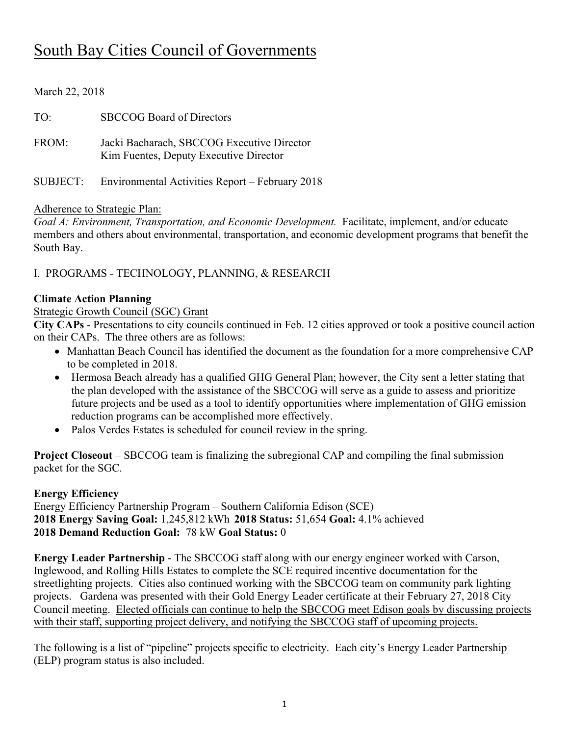# South Bay Cities Council of Governments

March 22, 2018

TO: SBCCOG Board of Directors

FROM: Jacki Bacharach, SBCCOG Executive Director
Kim Fuentes, Deputy Executive Director

SUBJECT: Environmental Activities Report – February 2018

Adherence to Strategic Plan:

*Goal A: Environment, Transportation, and Economic Development.* Facilitate, implement, and/or educate members and others about environmental, transportation, and economic development programs that benefit the South Bay.

I. PROGRAMS - TECHNOLOGY, PLANNING, & RESEARCH

**Climate Action Planning**

Strategic Growth Council (SGC) Grant

**City CAPs** - Presentations to city councils continued in Feb. 12 cities approved or took a positive council action on their CAPs. The three others are as follows:

- Manhattan Beach Council has identified the document as the foundation for a more comprehensive CAP to be completed in 2018.
- Hermosa Beach already has a qualified GHG General Plan; however, the City sent a letter stating that the plan developed with the assistance of the SBCCOG will serve as a guide to assess and prioritize future projects and be used as a tool to identify opportunities where implementation of GHG emission reduction programs can be accomplished more effectively.
- Palos Verdes Estates is scheduled for council review in the spring.

**Project Closeout** – SBCCOG team is finalizing the subregional CAP and compiling the final submission packet for the SGC.

**Energy Efficiency**

Energy Efficiency Partnership Program – Southern California Edison (SCE)

**2018 Energy Saving Goal:** 1,245,812 kWh **2018 Status:** 51,654 **Goal:** 4.1% achieved

**2018 Demand Reduction Goal:** 78 kW **Goal Status:** 0

**Energy Leader Partnership** - The SBCCOG staff along with our energy engineer worked with Carson, Inglewood, and Rolling Hills Estates to complete the SCE required incentive documentation for the streetlighting projects. Cities also continued working with the SBCCOG team on community park lighting projects. Gardena was presented with their Gold Energy Leader certificate at their February 27, 2018 City Council meeting. Elected officials can continue to help the SBCCOG meet Edison goals by discussing projects with their staff, supporting project delivery, and notifying the SBCCOG staff of upcoming projects.

The following is a list of "pipeline" projects specific to electricity. Each city's Energy Leader Partnership (ELP) program status is also included.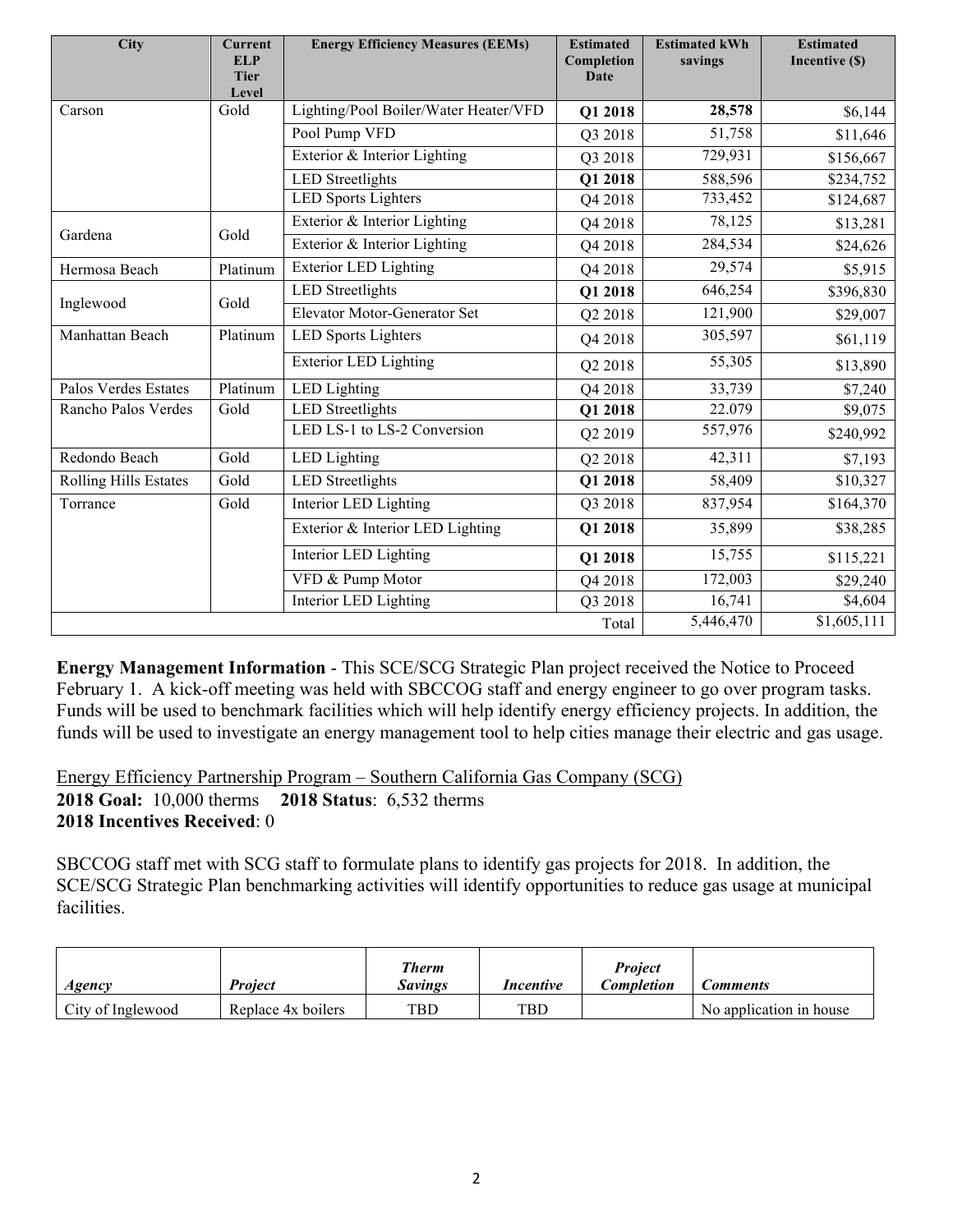| City | Current ELP Tier Level | Energy Efficiency Measures (EEMs) | Estimated Completion Date | Estimated kWh savings | Estimated Incentive ($) |
|---|---|---|---|---|---|
| Carson | Gold | Lighting/Pool Boiler/Water Heater/VFD | **Q1 2018** | **28,578** | $6,144 |
| | | Pool Pump VFD | Q3 2018 | 51,758 | $11,646 |
| | | Exterior & Interior Lighting | Q3 2018 | 729,931 | $156,667 |
| | | LED Streetlights | **Q1 2018** | 588,596 | $234,752 |
| | | LED Sports Lighters | Q4 2018 | 733,452 | $124,687 |
| Gardena | Gold | Exterior & Interior Lighting | Q4 2018 | 78,125 | $13,281 |
| | | Exterior & Interior Lighting | Q4 2018 | 284,534 | $24,626 |
| Hermosa Beach | Platinum | Exterior LED Lighting | Q4 2018 | 29,574 | $5,915 |
| Inglewood | Gold | LED Streetlights | **Q1 2018** | 646,254 | $396,830 |
| | | Elevator Motor-Generator Set | Q2 2018 | 121,900 | $29,007 |
| Manhattan Beach | Platinum | LED Sports Lighters | Q4 2018 | 305,597 | $61,119 |
| | | Exterior LED Lighting | Q2 2018 | 55,305 | $13,890 |
| Palos Verdes Estates | Platinum | LED Lighting | Q4 2018 | 33,739 | $7,240 |
| Rancho Palos Verdes | Gold | LED Streetlights | **Q1 2018** | 22.079 | $9,075 |
| | | LED LS-1 to LS-2 Conversion | Q2 2019 | 557,976 | $240,992 |
| Redondo Beach | Gold | LED Lighting | Q2 2018 | 42,311 | $7,193 |
| Rolling Hills Estates | Gold | LED Streetlights | **Q1 2018** | 58,409 | $10,327 |
| Torrance | Gold | Interior LED Lighting | Q3 2018 | 837,954 | $164,370 |
| | | Exterior & Interior LED Lighting | **Q1 2018** | 35,899 | $38,285 |
| | | Interior LED Lighting | **Q1 2018** | 15,755 | $115,221 |
| | | VFD & Pump Motor | Q4 2018 | 172,003 | $29,240 |
| | | Interior LED Lighting | Q3 2018 | 16,741 | $4,604 |
| | | | Total | 5,446,470 | $1,605,111 |

**Energy Management Information** - This SCE/SCG Strategic Plan project received the Notice to Proceed February 1. A kick-off meeting was held with SBCCOG staff and energy engineer to go over program tasks. Funds will be used to benchmark facilities which will help identify energy efficiency projects. In addition, the funds will be used to investigate an energy management tool to help cities manage their electric and gas usage.

Energy Efficiency Partnership Program – Southern California Gas Company (SCG)

**2018 Goal:** 10,000 therms **2018 Status**: 6,532 therms

**2018 Incentives Received**: 0

SBCCOG staff met with SCG staff to formulate plans to identify gas projects for 2018. In addition, the SCE/SCG Strategic Plan benchmarking activities will identify opportunities to reduce gas usage at municipal facilities.

| *Agency* | *Project* | *Therm Savings* | *Incentive* | *Project Completion* | *Comments* |
|---|---|---|---|---|---|
| City of Inglewood | Replace 4x boilers | TBD | TBD | | No application in house |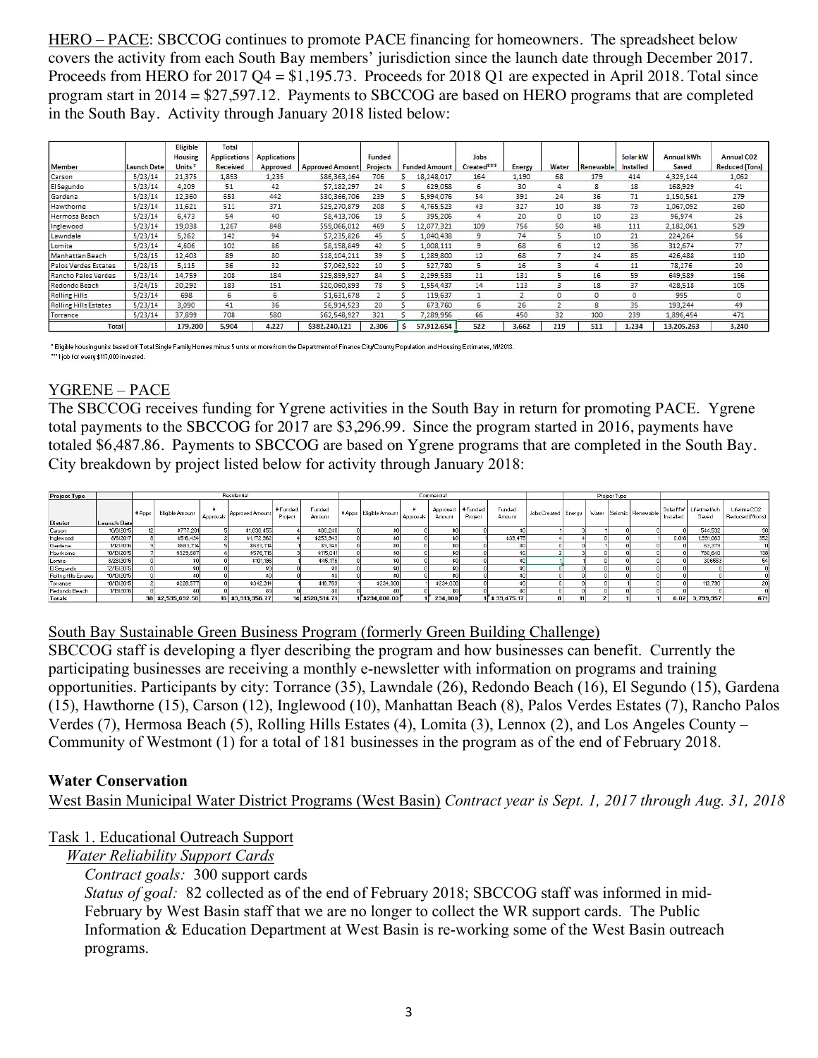HERO – PACE: SBCCOG continues to promote PACE financing for homeowners. The spreadsheet below covers the activity from each South Bay members' jurisdiction since the launch date through December 2017. Proceeds from HERO for 2017 Q4 = $1,195.73. Proceeds for 2018 Q1 are expected in April 2018. Total since program start in 2014 = $27,597.12. Payments to SBCCOG are based on HERO programs that are completed in the South Bay. Activity through January 2018 listed below:

| Member | Launch Date | Eligible Housing Units* | Total Applications Received | Applications Approved | Approved Amount | Funded Projects | Funded Amount | Jobs Created*** | Energy | Water | Renewable | Solar kW Installed | Annual kWh Saved | Annual CO2 Reduced (Tons) |
|---|---|---|---|---|---|---|---|---|---|---|---|---|---|---|
| Carson | 5/23/14 | 21,375 | 1,853 | 1,235 | $86,363,164 | 706 | $ 18,248,017 | 164 | 1,190 | 68 | 179 | 414 | 4,329,144 | 1,062 |
| El Segundo | 5/23/14 | 4,209 | 51 | 42 | $7,182,297 | 24 | $ 629,058 | 6 | 30 | 4 | 8 | 18 | 168,929 | 41 |
| Gardena | 5/23/14 | 12,360 | 653 | 442 | $30,366,706 | 239 | $ 5,994,076 | 54 | 391 | 24 | 36 | 71 | 1,150,561 | 279 |
| Hawthorne | 5/23/14 | 11,621 | 511 | 371 | $29,270,879 | 208 | $ 4,765,523 | 43 | 327 | 10 | 38 | 73 | 1,067,092 | 260 |
| Hermosa Beach | 5/23/14 | 6,473 | 54 | 40 | $8,413,706 | 19 | $ 395,206 | 4 | 20 | 0 | 10 | 23 | 96,974 | 26 |
| Inglewood | 5/23/14 | 19,038 | 1,267 | 848 | $59,066,012 | 469 | $ 12,077,321 | 109 | 756 | 50 | 48 | 111 | 2,182,061 | 529 |
| Lawndale | 5/23/14 | 5,262 | 142 | 94 | $7,235,826 | 45 | $ 1,040,438 | 9 | 74 | 5 | 10 | 21 | 224,264 | 56 |
| Lomita | 5/23/14 | 4,606 | 102 | 86 | $8,158,849 | 42 | $ 1,008,111 | 9 | 68 | 6 | 12 | 36 | 312,674 | 77 |
| Manhattan Beach | 5/28/15 | 12,403 | 89 | 80 | $18,104,211 | 39 | $ 1,289,800 | 12 | 68 | 7 | 24 | 85 | 426,488 | 110 |
| Palos Verdes Estates | 5/28/15 | 5,115 | 36 | 32 | $7,062,522 | 10 | $ 527,780 | 5 | 16 | 3 | 4 | 11 | 78,276 | 20 |
| Rancho Palos Verdes | 5/23/14 | 14,759 | 208 | 184 | $29,859,927 | 84 | $ 2,299,533 | 21 | 131 | 5 | 16 | 59 | 649,589 | 156 |
| Redondo Beach | 3/24/15 | 20,292 | 183 | 151 | $20,060,893 | 78 | $ 1,554,437 | 14 | 113 | 3 | 18 | 37 | 428,518 | 105 |
| Rolling Hills | 5/23/14 | 698 | 6 | 6 | $1,631,678 | 2 | $ 119,637 | 1 | 2 | 0 | 0 | 0 | 995 | 0 |
| Rolling Hills Estates | 5/23/14 | 3,090 | 41 | 36 | $6,914,523 | 20 | $ 673,760 | 6 | 26 | 2 | 8 | 35 | 193,244 | 49 |
| Torrance | 5/23/14 | 37,899 | 708 | 580 | $62,548,927 | 321 | $ 7,289,956 | 66 | 450 | 32 | 100 | 239 | 1,896,454 | 471 |
| Total | | 179,200 | 5,904 | 4,227 | $382,240,121 | 2,306 | $ 57,912,654 | 522 | 3,662 | 219 | 511 | 1,234 | 13,205,263 | 3,240 |

* Eligible housing units based off Total Single Family Homes minus 5 units or more from the Department of Finance City/County Population and Housing Estimates, 1/1/2013.
*** 1 job for every $117,000 invested.

## YGRENE – PACE

The SBCCOG receives funding for Ygrene activities in the South Bay in return for promoting PACE. Ygrene total payments to the SBCCOG for 2017 are $3,296.99. Since the program started in 2016, payments have totaled $6,487.86. Payments to SBCCOG are based on Ygrene programs that are completed in the South Bay. City breakdown by project listed below for activity through January 2018:

| Project Type | | Residential | | | | | | Commercial | | | | | | | Project Type | | | | | | | |
|---|---|---|---|---|---|---|---|---|---|---|---|---|---|---|---|---|---|---|---|---|---|---|
| District | Launch Date | # Apps | Eligible Amount | # Approvals | Approved Amount | # Funded Project | Funded Amount | # Apps | Eligible Amount | # Approvals | Approved Amount | # Funded Project | Funded Amount | Jobs Created | Energy | Water | Seismic | Renewable | Solar MW Installed | Lifetime kWh Saved | Lifetime CO2 Reduced (Mtons) |
| Carson | 10/6/2015 | 12 | $777,231 | 5 | $1,036,455 | 4 | $80,248 | 0 | $0 | 0 | $0 | 0 | $0 | 1 | 3 | 1 | 0 | 0 | 0 | 544,532 | 96 |
| Inglewood | 8/9/2017 | 8 | $516,434 | 2 | $1,172,562 | 4 | $253,943 | 0 | $0 | 0 | $0 | 1 | $39,475 | 4 | 4 | 0 | 0 | 1 | 0.018 | 1,591,063 | 352 |
| Gardena | 1/12/2016 | 9 | $683,714 | 5 | $683,714 | 1 | $9,340 | 0 | $0 | 0 | $0 | 0 | $0 | 0 | 0 | 1 | 0 | 0 | 0 | 63,373 | 11 |
| Hawthorne | 10/13/2015 | 7 | $329,887 | 4 | $576,718 | 3 | $115,041 | 0 | $0 | 0 | $0 | 0 | $0 | 2 | 3 | 0 | 0 | 0 | 0 | 780,640 | 138 |
| Lomita | 5/28/2015 | 0 | $0 | 0 | $101,186 | 1 | $45,176 | 0 | $0 | 0 | $0 | 0 | $0 | 1 | 1 | 0 | 0 | 0 | 0 | 306553 | 54 |
| El Segundo | 12/15/2015 | 0 | $0 | 0 | $0 | 0 | $0 | 0 | $0 | 0 | $0 | 0 | $0 | 0 | 0 | 0 | 0 | 0 | 0 | 0 | 0 |
| Rolling Hills Estates | 10/13/2015 | 0 | $0 | 0 | $0 | 0 | $0 | 0 | $0 | 0 | $0 | 0 | $0 | 0 | 0 | 0 | 0 | 0 | 0 | 0 | 0 |
| Torrance | 10/13/2015 | 2 | $228,577 | 0 | $342,314 | 1 | $16,758 | 1 | $234,000 | 1 | $234,000 | 0 | $0 | 0 | 0 | 0 | 1 | 0 | 0 | 113,790 | 20 |
| Redondo Beach | 1/19/2016 | 0 | $0 | 0 | $0 | 0 | $0 | 0 | $0 | 0 | $0 | 0 | $0 | 0 | 0 | 0 | 0 | 0 | 0 | 0 | 0 |
| Totals | | 38 | $2,535,692.56 | 16 | $3,913,356.77 | 14 | $520,514.71 | 1 | $234,000.00 | 1 | 234,000 | 1 | $39,475.17 | 8 | 11 | 2 | 1 | 1 | 0.02 | 3,799,957 | 671 |

South Bay Sustainable Green Business Program (formerly Green Building Challenge)

SBCCOG staff is developing a flyer describing the program and how businesses can benefit. Currently the participating businesses are receiving a monthly e-newsletter with information on programs and training opportunities. Participants by city: Torrance (35), Lawndale (26), Redondo Beach (16), El Segundo (15), Gardena (15), Hawthorne (15), Carson (12), Inglewood (10), Manhattan Beach (8), Palos Verdes Estates (7), Rancho Palos Verdes (7), Hermosa Beach (5), Rolling Hills Estates (4), Lomita (3), Lennox (2), and Los Angeles County – Community of Westmont (1) for a total of 181 businesses in the program as of the end of February 2018.

**Water Conservation**

West Basin Municipal Water District Programs (West Basin) *Contract year is Sept. 1, 2017 through Aug. 31, 2018*

Task 1. Educational Outreach Support

*Water Reliability Support Cards*

*Contract goals:* 300 support cards

*Status of goal:* 82 collected as of the end of February 2018; SBCCOG staff was informed in mid-February by West Basin staff that we are no longer to collect the WR support cards. The Public Information & Education Department at West Basin is re-working some of the West Basin outreach programs.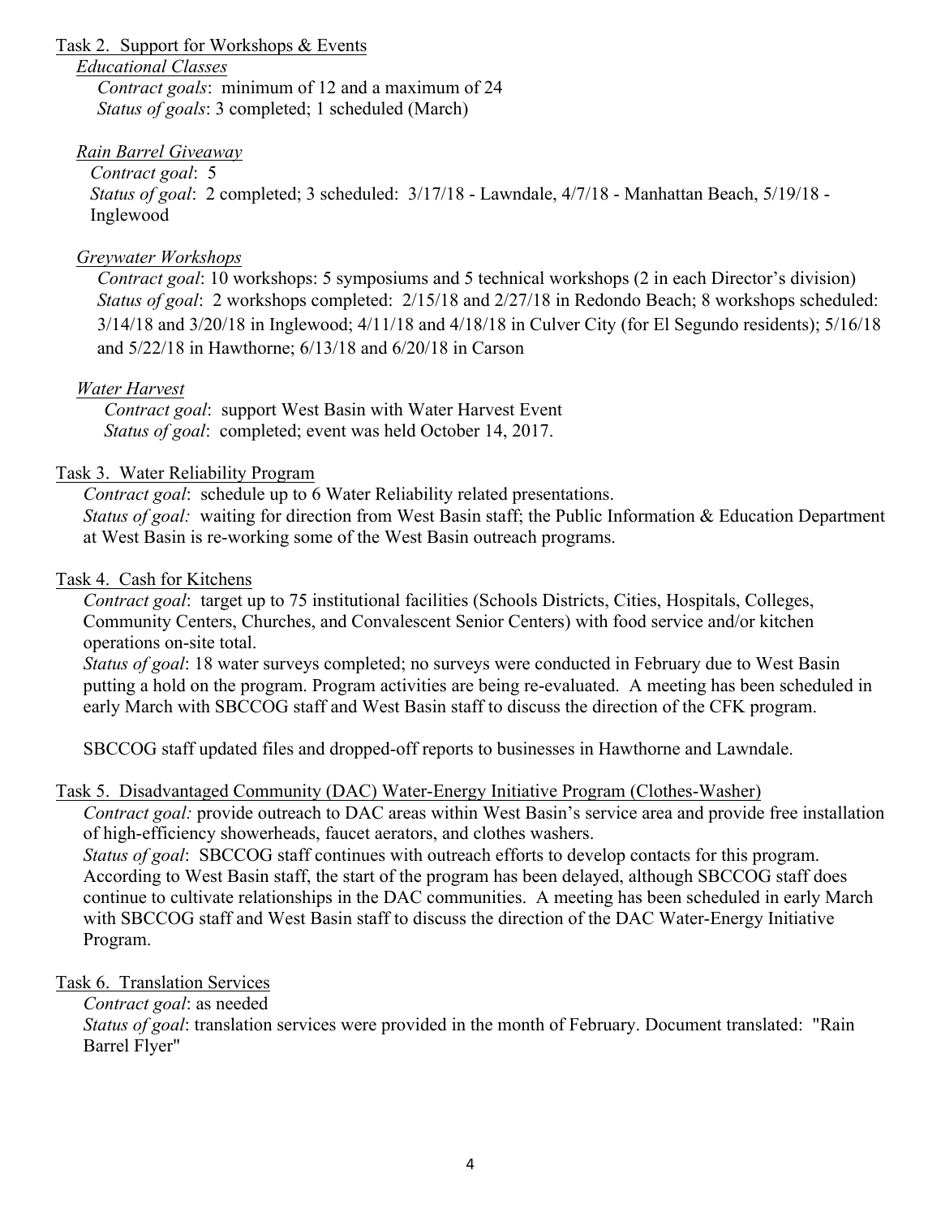Task 2. Support for Workshops & Events

*Educational Classes*

*Contract goals*: minimum of 12 and a maximum of 24
*Status of goals*: 3 completed; 1 scheduled (March)

*Rain Barrel Giveaway*

*Contract goal*: 5
*Status of goal*: 2 completed; 3 scheduled: 3/17/18 - Lawndale, 4/7/18 - Manhattan Beach, 5/19/18 - Inglewood

*Greywater Workshops*

*Contract goal*: 10 workshops: 5 symposiums and 5 technical workshops (2 in each Director's division)
*Status of goal*: 2 workshops completed: 2/15/18 and 2/27/18 in Redondo Beach; 8 workshops scheduled: 3/14/18 and 3/20/18 in Inglewood; 4/11/18 and 4/18/18 in Culver City (for El Segundo residents); 5/16/18 and 5/22/18 in Hawthorne; 6/13/18 and 6/20/18 in Carson

*Water Harvest*

*Contract goal*: support West Basin with Water Harvest Event
*Status of goal*: completed; event was held October 14, 2017.

Task 3. Water Reliability Program

*Contract goal*: schedule up to 6 Water Reliability related presentations.
*Status of goal:* waiting for direction from West Basin staff; the Public Information & Education Department at West Basin is re-working some of the West Basin outreach programs.

Task 4. Cash for Kitchens

*Contract goal*: target up to 75 institutional facilities (Schools Districts, Cities, Hospitals, Colleges, Community Centers, Churches, and Convalescent Senior Centers) with food service and/or kitchen operations on-site total.
*Status of goal*: 18 water surveys completed; no surveys were conducted in February due to West Basin putting a hold on the program. Program activities are being re-evaluated. A meeting has been scheduled in early March with SBCCOG staff and West Basin staff to discuss the direction of the CFK program.

SBCCOG staff updated files and dropped-off reports to businesses in Hawthorne and Lawndale.

Task 5. Disadvantaged Community (DAC) Water-Energy Initiative Program (Clothes-Washer)

*Contract goal:* provide outreach to DAC areas within West Basin's service area and provide free installation of high-efficiency showerheads, faucet aerators, and clothes washers.
*Status of goal*: SBCCOG staff continues with outreach efforts to develop contacts for this program. According to West Basin staff, the start of the program has been delayed, although SBCCOG staff does continue to cultivate relationships in the DAC communities. A meeting has been scheduled in early March with SBCCOG staff and West Basin staff to discuss the direction of the DAC Water-Energy Initiative Program.

Task 6. Translation Services

*Contract goal*: as needed
*Status of goal*: translation services were provided in the month of February. Document translated: "Rain Barrel Flyer"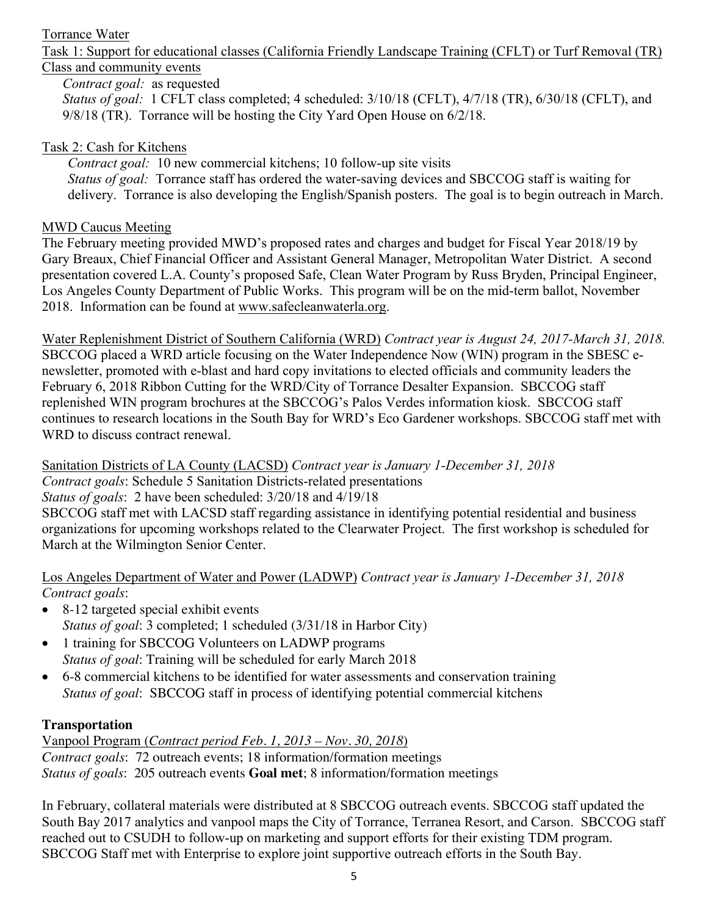Torrance Water

Task 1: Support for educational classes (California Friendly Landscape Training (CFLT) or Turf Removal (TR) Class and community events

*Contract goal:* as requested
*Status of goal:* 1 CFLT class completed; 4 scheduled: 3/10/18 (CFLT), 4/7/18 (TR), 6/30/18 (CFLT), and 9/8/18 (TR). Torrance will be hosting the City Yard Open House on 6/2/18.

Task 2: Cash for Kitchens

*Contract goal:* 10 new commercial kitchens; 10 follow-up site visits
*Status of goal:* Torrance staff has ordered the water-saving devices and SBCCOG staff is waiting for delivery. Torrance is also developing the English/Spanish posters. The goal is to begin outreach in March.

MWD Caucus Meeting

The February meeting provided MWD's proposed rates and charges and budget for Fiscal Year 2018/19 by Gary Breaux, Chief Financial Officer and Assistant General Manager, Metropolitan Water District. A second presentation covered L.A. County's proposed Safe, Clean Water Program by Russ Bryden, Principal Engineer, Los Angeles County Department of Public Works. This program will be on the mid-term ballot, November 2018. Information can be found at www.safecleanwaterla.org.

Water Replenishment District of Southern California (WRD) *Contract year is August 24, 2017-March 31, 2018.* SBCCOG placed a WRD article focusing on the Water Independence Now (WIN) program in the SBESC e-newsletter, promoted with e-blast and hard copy invitations to elected officials and community leaders the February 6, 2018 Ribbon Cutting for the WRD/City of Torrance Desalter Expansion. SBCCOG staff replenished WIN program brochures at the SBCCOG's Palos Verdes information kiosk. SBCCOG staff continues to research locations in the South Bay for WRD's Eco Gardener workshops. SBCCOG staff met with WRD to discuss contract renewal.

Sanitation Districts of LA County (LACSD) *Contract year is January 1-December 31, 2018*
*Contract goals*: Schedule 5 Sanitation Districts-related presentations
*Status of goals*: 2 have been scheduled: 3/20/18 and 4/19/18
SBCCOG staff met with LACSD staff regarding assistance in identifying potential residential and business organizations for upcoming workshops related to the Clearwater Project. The first workshop is scheduled for March at the Wilmington Senior Center.

Los Angeles Department of Water and Power (LADWP) *Contract year is January 1-December 31, 2018*
*Contract goals*:

- 8-12 targeted special exhibit events
  *Status of goal*: 3 completed; 1 scheduled (3/31/18 in Harbor City)
- 1 training for SBCCOG Volunteers on LADWP programs
  *Status of goal*: Training will be scheduled for early March 2018
- 6-8 commercial kitchens to be identified for water assessments and conservation training
  *Status of goal*: SBCCOG staff in process of identifying potential commercial kitchens

**Transportation**

Vanpool Program (*Contract period Feb. 1, 2013 – Nov. 30, 2018*)
*Contract goals*: 72 outreach events; 18 information/formation meetings
*Status of goals*: 205 outreach events **Goal met**; 8 information/formation meetings

In February, collateral materials were distributed at 8 SBCCOG outreach events. SBCCOG staff updated the South Bay 2017 analytics and vanpool maps the City of Torrance, Terranea Resort, and Carson. SBCCOG staff reached out to CSUDH to follow-up on marketing and support efforts for their existing TDM program. SBCCOG Staff met with Enterprise to explore joint supportive outreach efforts in the South Bay.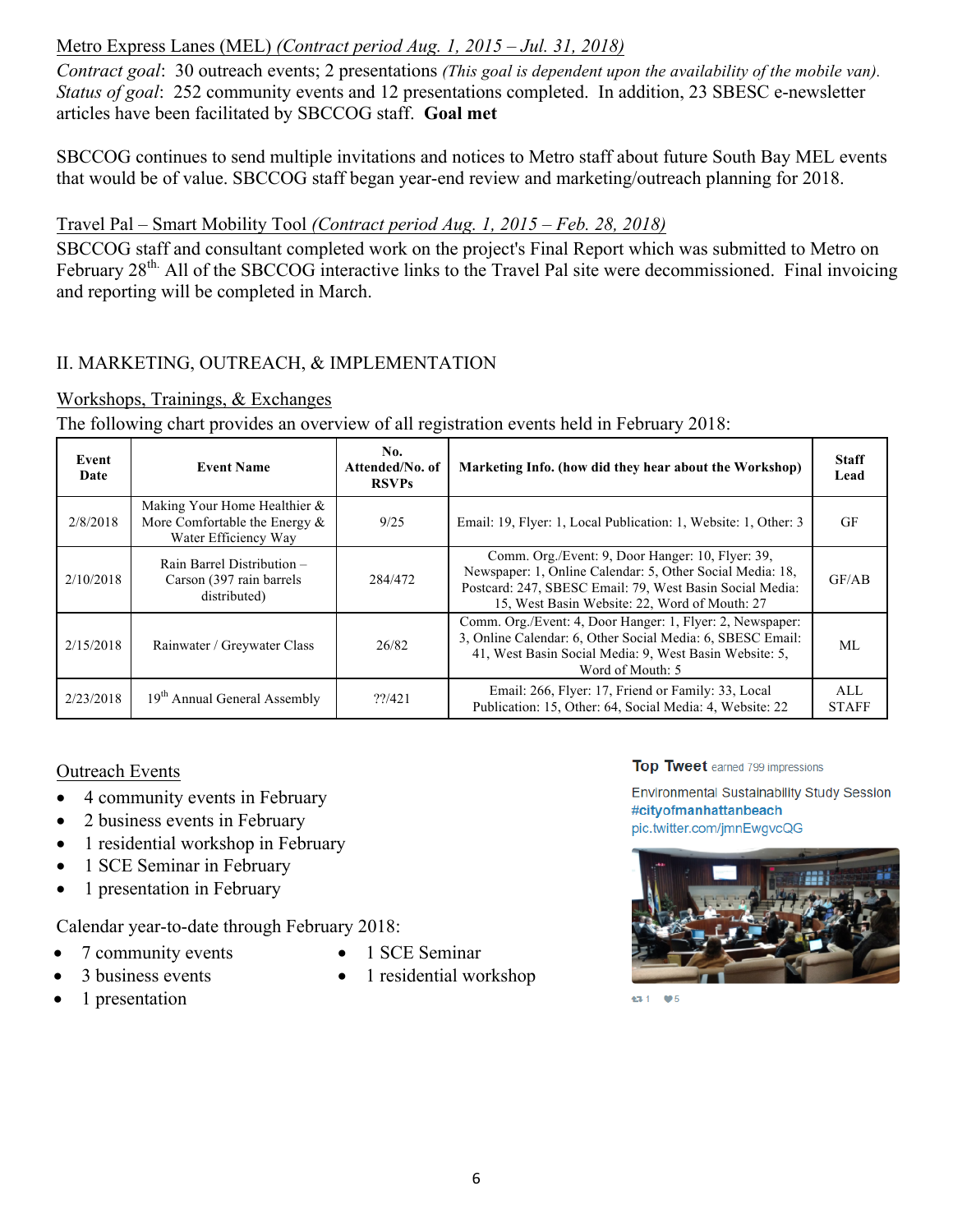Metro Express Lanes (MEL) *(Contract period Aug. 1, 2015 – Jul. 31, 2018)*

*Contract goal*: 30 outreach events; 2 presentations *(This goal is dependent upon the availability of the mobile van).*
*Status of goal*: 252 community events and 12 presentations completed. In addition, 23 SBESC e-newsletter articles have been facilitated by SBCCOG staff. **Goal met**

SBCCOG continues to send multiple invitations and notices to Metro staff about future South Bay MEL events that would be of value. SBCCOG staff began year-end review and marketing/outreach planning for 2018.

Travel Pal – Smart Mobility Tool *(Contract period Aug. 1, 2015 – Feb. 28, 2018)*

SBCCOG staff and consultant completed work on the project's Final Report which was submitted to Metro on February 28th. All of the SBCCOG interactive links to the Travel Pal site were decommissioned. Final invoicing and reporting will be completed in March.

## II. MARKETING, OUTREACH, & IMPLEMENTATION

Workshops, Trainings, & Exchanges

The following chart provides an overview of all registration events held in February 2018:

| Event Date | Event Name | No. Attended/No. of RSVPs | Marketing Info. (how did they hear about the Workshop) | Staff Lead |
|---|---|---|---|---|
| 2/8/2018 | Making Your Home Healthier & More Comfortable the Energy & Water Efficiency Way | 9/25 | Email: 19, Flyer: 1, Local Publication: 1, Website: 1, Other: 3 | GF |
| 2/10/2018 | Rain Barrel Distribution – Carson (397 rain barrels distributed) | 284/472 | Comm. Org./Event: 9, Door Hanger: 10, Flyer: 39, Newspaper: 1, Online Calendar: 5, Other Social Media: 18, Postcard: 247, SBESC Email: 79, West Basin Social Media: 15, West Basin Website: 22, Word of Mouth: 27 | GF/AB |
| 2/15/2018 | Rainwater / Greywater Class | 26/82 | Comm. Org./Event: 4, Door Hanger: 1, Flyer: 2, Newspaper: 3, Online Calendar: 6, Other Social Media: 6, SBESC Email: 41, West Basin Social Media: 9, West Basin Website: 5, Word of Mouth: 5 | ML |
| 2/23/2018 | 19th Annual General Assembly | ??/421 | Email: 266, Flyer: 17, Friend or Family: 33, Local Publication: 15, Other: 64, Social Media: 4, Website: 22 | ALL STAFF |

Outreach Events

- 4 community events in February
- 2 business events in February
- 1 residential workshop in February
- 1 SCE Seminar in February
- 1 presentation in February

Calendar year-to-date through February 2018:

- 7 community events
- 3 business events
- 1 presentation
- 1 SCE Seminar
- 1 residential workshop

**Top Tweet** earned 799 impressions

Environmental Sustainability Study Session **#cityofmanhattanbeach** pic.twitter.com/jmnEwgvcQG

1 5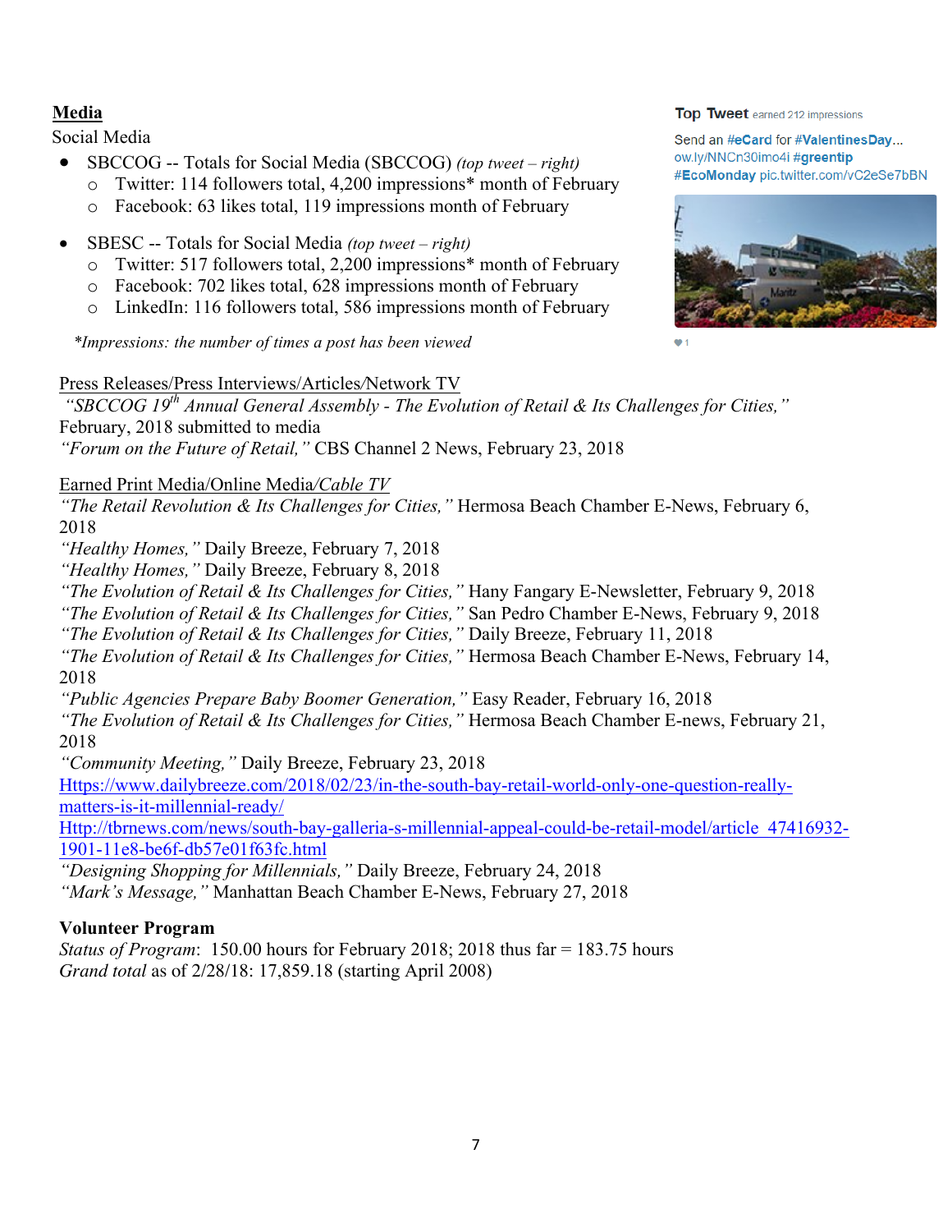**Media**

Social Media

- SBCCOG -- Totals for Social Media (SBCCOG) *(top tweet – right)*
  - Twitter: 114 followers total, 4,200 impressions* month of February
  - Facebook: 63 likes total, 119 impressions month of February
- SBESC -- Totals for Social Media *(top tweet – right)*
  - Twitter: 517 followers total, 2,200 impressions* month of February
  - Facebook: 702 likes total, 628 impressions month of February
  - LinkedIn: 116 followers total, 586 impressions month of February

*\*Impressions: the number of times a post has been viewed*

**Top Tweet** earned 212 impressions

Send an #eCard for #ValentinesDay... ow.ly/NNCn30imo4i #greentip #EcoMonday pic.twitter.com/vC2eSe7bBN

1

Press Releases/Press Interviews/Articles/Network TV

*"SBCCOG 19th Annual General Assembly - The Evolution of Retail & Its Challenges for Cities,"* February, 2018 submitted to media
*"Forum on the Future of Retail,"* CBS Channel 2 News, February 23, 2018

Earned Print Media/Online Media/*Cable TV*

*"The Retail Revolution & Its Challenges for Cities,"* Hermosa Beach Chamber E-News, February 6, 2018
*"Healthy Homes,"* Daily Breeze, February 7, 2018
*"Healthy Homes,"* Daily Breeze, February 8, 2018
*"The Evolution of Retail & Its Challenges for Cities,"* Hany Fangary E-Newsletter, February 9, 2018
*"The Evolution of Retail & Its Challenges for Cities,"* San Pedro Chamber E-News, February 9, 2018
*"The Evolution of Retail & Its Challenges for Cities,"* Daily Breeze, February 11, 2018
*"The Evolution of Retail & Its Challenges for Cities,"* Hermosa Beach Chamber E-News, February 14, 2018
*"Public Agencies Prepare Baby Boomer Generation,"* Easy Reader, February 16, 2018
*"The Evolution of Retail & Its Challenges for Cities,"* Hermosa Beach Chamber E-news, February 21, 2018
*"Community Meeting,"* Daily Breeze, February 23, 2018
Https://www.dailybreeze.com/2018/02/23/in-the-south-bay-retail-world-only-one-question-really-matters-is-it-millennial-ready/
Http://tbrnews.com/news/south-bay-galleria-s-millennial-appeal-could-be-retail-model/article_47416932-1901-11e8-be6f-db57e01f63fc.html
*"Designing Shopping for Millennials,"* Daily Breeze, February 24, 2018
*"Mark's Message,"* Manhattan Beach Chamber E-News, February 27, 2018

**Volunteer Program**

*Status of Program*: 150.00 hours for February 2018; 2018 thus far = 183.75 hours
*Grand total* as of 2/28/18: 17,859.18 (starting April 2008)